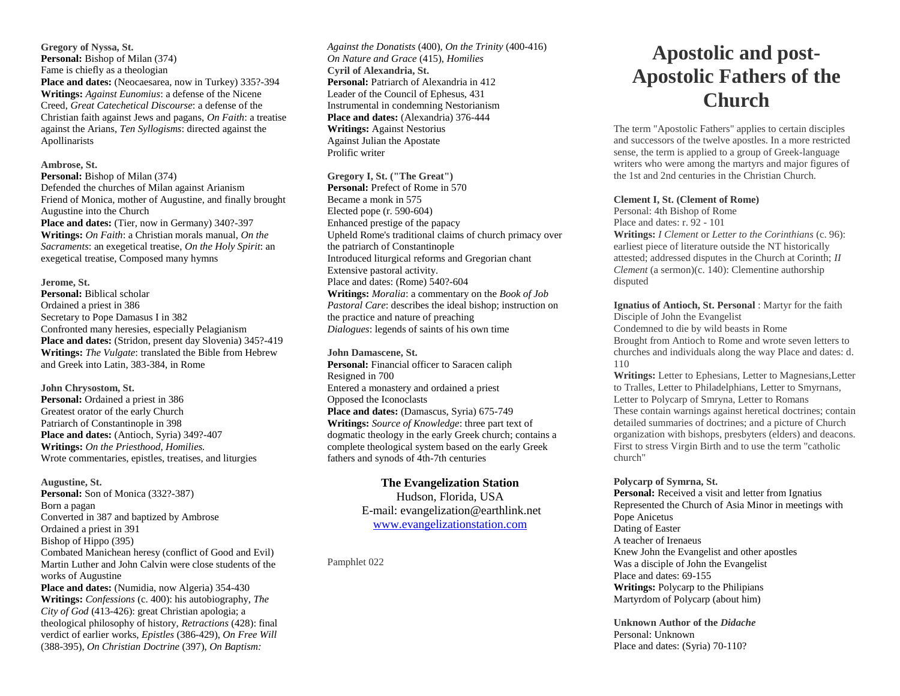**Gregory of Nyssa, St.**
**Personal:** Bishop of Milan (374)
Fame is chiefly as a theologian
**Place and dates:** (Neocaesarea, now in Turkey) 335?-394
**Writings:** *Against Eunomius*: a defense of the Nicene Creed, *Great Catechetical Discourse*: a defense of the Christian faith against Jews and pagans, *On Faith*: a treatise against the Arians, *Ten Syllogisms*: directed against the Apollinarists

**Ambrose, St.**
**Personal:** Bishop of Milan (374)
Defended the churches of Milan against Arianism
Friend of Monica, mother of Augustine, and finally brought Augustine into the Church
**Place and dates:** (Tier, now in Germany) 340?-397
**Writings:** *On Faith*: a Christian morals manual, *On the Sacraments*: an exegetical treatise, *On the Holy Spirit*: an exegetical treatise, Composed many hymns

**Jerome, St.**
**Personal:** Biblical scholar
Ordained a priest in 386
Secretary to Pope Damasus I in 382
Confronted many heresies, especially Pelagianism
**Place and dates:** (Stridon, present day Slovenia) 345?-419
**Writings:** *The Vulgate*: translated the Bible from Hebrew and Greek into Latin, 383-384, in Rome

**John Chrysostom, St.**
**Personal:** Ordained a priest in 386
Greatest orator of the early Church
Patriarch of Constantinople in 398
**Place and dates:** (Antioch, Syria) 349?-407
**Writings:** *On the Priesthood, Homilies.*
Wrote commentaries, epistles, treatises, and liturgies

**Augustine, St.**
**Personal:** Son of Monica (332?-387)
Born a pagan
Converted in 387 and baptized by Ambrose
Ordained a priest in 391
Bishop of Hippo (395)
Combated Manichean heresy (conflict of Good and Evil)
Martin Luther and John Calvin were close students of the works of Augustine
**Place and dates:** (Numidia, now Algeria) 354-430
**Writings:** *Confessions* (c. 400): his autobiography, *The City of God* (413-426): great Christian apologia; a theological philosophy of history, *Retractions* (428): final verdict of earlier works, *Epistles* (386-429), *On Free Will* (388-395), *On Christian Doctrine* (397), *On Baptism: Against the Donatists* (400), *On the Trinity* (400-416) *On Nature and Grace* (415), *Homilies*

**Cyril of Alexandria, St.**
**Personal:** Patriarch of Alexandria in 412
Leader of the Council of Ephesus, 431
Instrumental in condemning Nestorianism
**Place and dates:** (Alexandria) 376-444
**Writings:** Against Nestorius
Against Julian the Apostate
Prolific writer

**Gregory I, St. ("The Great")**
**Personal:** Prefect of Rome in 570
Became a monk in 575
Elected pope (r. 590-604)
Enhanced prestige of the papacy
Upheld Rome's traditional claims of church primacy over the patriarch of Constantinople
Introduced liturgical reforms and Gregorian chant
Extensive pastoral activity.
Place and dates: (Rome) 540?-604
**Writings:** *Moralia*: a commentary on the *Book of Job*
*Pastoral Care*: describes the ideal bishop; instruction on the practice and nature of preaching
*Dialogues*: legends of saints of his own time

**John Damascene, St.**
**Personal:** Financial officer to Saracen caliph
Resigned in 700
Entered a monastery and ordained a priest
Opposed the Iconoclasts
**Place and dates:** (Damascus, Syria) 675-749
**Writings:** *Source of Knowledge*: three part text of dogmatic theology in the early Greek church; contains a complete theological system based on the early Greek fathers and synods of 4th-7th centuries

**The Evangelization Station**
Hudson, Florida, USA
E-mail: evangelization@earthlink.net
[www.evangelizationstation.com](http://www.evangelizationstation.com)

Pamphlet 022

# Apostolic and post-Apostolic Fathers of the Church

The term "Apostolic Fathers" applies to certain disciples and successors of the twelve apostles. In a more restricted sense, the term is applied to a group of Greek-language writers who were among the martyrs and major figures of the 1st and 2nd centuries in the Christian Church.

**Clement I, St. (Clement of Rome)**
Personal: 4th Bishop of Rome
Place and dates: r. 92 - 101
**Writings:** *I Clement* or *Letter to the Corinthians* (c. 96): earliest piece of literature outside the NT historically attested; addressed disputes in the Church at Corinth; *II Clement* (a sermon)(c. 140): Clementine authorship disputed

**Ignatius of Antioch, St. Personal** : Martyr for the faith
Disciple of John the Evangelist
Condemned to die by wild beasts in Rome
Brought from Antioch to Rome and wrote seven letters to churches and individuals along the way Place and dates: d. 110
**Writings:** Letter to Ephesians, Letter to Magnesians,Letter to Tralles, Letter to Philadelphians, Letter to Smyrnans, Letter to Polycarp of Smryna, Letter to Romans
These contain warnings against heretical doctrines; contain detailed summaries of doctrines; and a picture of Church organization with bishops, presbyters (elders) and deacons.
First to stress Virgin Birth and to use the term "catholic church"

**Polycarp of Symrna, St.**
**Personal:** Received a visit and letter from Ignatius
Represented the Church of Asia Minor in meetings with Pope Anicetus
Dating of Easter
A teacher of Irenaeus
Knew John the Evangelist and other apostles
Was a disciple of John the Evangelist
Place and dates: 69-155
**Writings:** Polycarp to the Philipians
Martyrdom of Polycarp (about him)

**Unknown Author of the *Didache***
Personal: Unknown
Place and dates: (Syria) 70-110?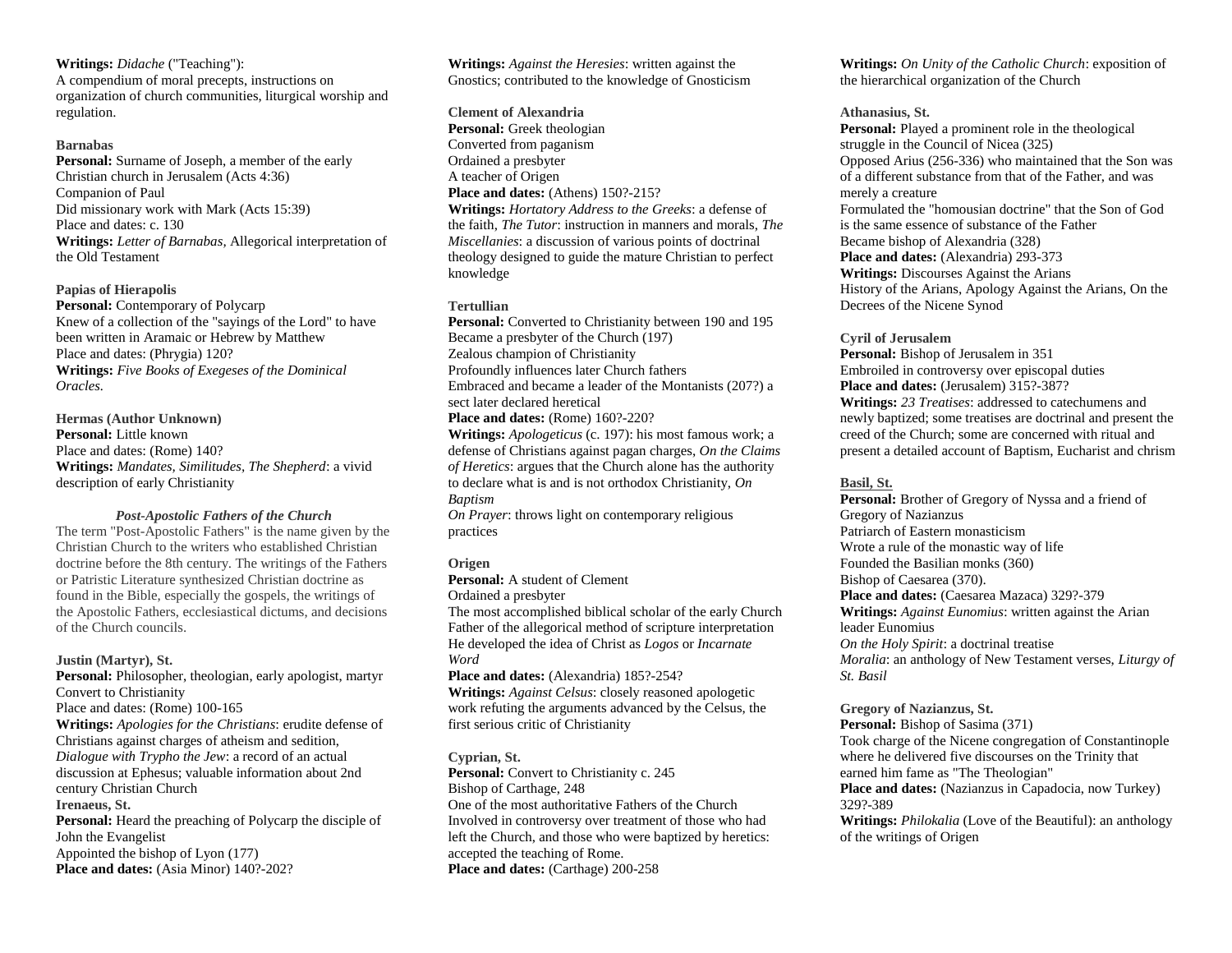**Writings:** *Didache* ("Teaching"):
A compendium of moral precepts, instructions on organization of church communities, liturgical worship and regulation.

**Barnabas**
**Personal:** Surname of Joseph, a member of the early Christian church in Jerusalem (Acts 4:36)
Companion of Paul
Did missionary work with Mark (Acts 15:39)
Place and dates: c. 130
**Writings:** *Letter of Barnabas,* Allegorical interpretation of the Old Testament

**Papias of Hierapolis**
**Personal:** Contemporary of Polycarp
Knew of a collection of the "sayings of the Lord" to have been written in Aramaic or Hebrew by Matthew
Place and dates: (Phrygia) 120?
**Writings:** *Five Books of Exegeses of the Dominical Oracles.*

**Hermas (Author Unknown)**
**Personal:** Little known
Place and dates: (Rome) 140?
**Writings:** *Mandates, Similitudes, The Shepherd*: a vivid description of early Christianity

### *Post-Apostolic Fathers of the Church*

The term "Post-Apostolic Fathers" is the name given by the Christian Church to the writers who established Christian doctrine before the 8th century. The writings of the Fathers or Patristic Literature synthesized Christian doctrine as found in the Bible, especially the gospels, the writings of the Apostolic Fathers, ecclesiastical dictums, and decisions of the Church councils.

**Justin (Martyr), St.**
**Personal:** Philosopher, theologian, early apologist, martyr
Convert to Christianity
Place and dates: (Rome) 100-165
**Writings:** *Apologies for the Christians*: erudite defense of Christians against charges of atheism and sedition, *Dialogue with Trypho the Jew*: a record of an actual discussion at Ephesus; valuable information about 2nd century Christian Church

**Irenaeus, St.**
**Personal:** Heard the preaching of Polycarp the disciple of John the Evangelist
Appointed the bishop of Lyon (177)
**Place and dates:** (Asia Minor) 140?-202?
**Writings:** *Against the Heresies*: written against the Gnostics; contributed to the knowledge of Gnosticism

**Clement of Alexandria**
**Personal:** Greek theologian
Converted from paganism
Ordained a presbyter
A teacher of Origen
**Place and dates:** (Athens) 150?-215?
**Writings:** *Hortatory Address to the Greeks*: a defense of the faith, *The Tutor*: instruction in manners and morals, *The Miscellanies*: a discussion of various points of doctrinal theology designed to guide the mature Christian to perfect knowledge

**Tertullian**
**Personal:** Converted to Christianity between 190 and 195
Became a presbyter of the Church (197)
Zealous champion of Christianity
Profoundly influences later Church fathers
Embraced and became a leader of the Montanists (207?) a sect later declared heretical
**Place and dates:** (Rome) 160?-220?
**Writings:** *Apologeticus* (c. 197): his most famous work; a defense of Christians against pagan charges, *On the Claims of Heretics*: argues that the Church alone has the authority to declare what is and is not orthodox Christianity, *On Baptism*
*On Prayer*: throws light on contemporary religious practices

**Origen**
**Personal:** A student of Clement
Ordained a presbyter
The most accomplished biblical scholar of the early Church
Father of the allegorical method of scripture interpretation
He developed the idea of Christ as *Logos* or *Incarnate Word*
**Place and dates:** (Alexandria) 185?-254?
**Writings:** *Against Celsus*: closely reasoned apologetic work refuting the arguments advanced by the Celsus, the first serious critic of Christianity

**Cyprian, St.**
**Personal:** Convert to Christianity c. 245
Bishop of Carthage, 248
One of the most authoritative Fathers of the Church
Involved in controversy over treatment of those who had left the Church, and those who were baptized by heretics: accepted the teaching of Rome.
**Place and dates:** (Carthage) 200-258
**Writings:** *On Unity of the Catholic Church*: exposition of the hierarchical organization of the Church

**Athanasius, St.**
**Personal:** Played a prominent role in the theological struggle in the Council of Nicea (325)
Opposed Arius (256-336) who maintained that the Son was of a different substance from that of the Father, and was merely a creature
Formulated the "homousian doctrine" that the Son of God is the same essence of substance of the Father
Became bishop of Alexandria (328)
**Place and dates:** (Alexandria) 293-373
**Writings:** Discourses Against the Arians
History of the Arians, Apology Against the Arians, On the Decrees of the Nicene Synod

**Cyril of Jerusalem**
**Personal:** Bishop of Jerusalem in 351
Embroiled in controversy over episcopal duties
**Place and dates:** (Jerusalem) 315?-387?
**Writings:** *23 Treatises*: addressed to catechumens and newly baptized; some treatises are doctrinal and present the creed of the Church; some are concerned with ritual and present a detailed account of Baptism, Eucharist and chrism

**Basil, St.**
**Personal:** Brother of Gregory of Nyssa and a friend of Gregory of Nazianzus
Patriarch of Eastern monasticism
Wrote a rule of the monastic way of life
Founded the Basilian monks (360)
Bishop of Caesarea (370).
**Place and dates:** (Caesarea Mazaca) 329?-379
**Writings:** *Against Eunomius*: written against the Arian leader Eunomius
*On the Holy Spirit*: a doctrinal treatise
*Moralia*: an anthology of New Testament verses, *Liturgy of St. Basil*

**Gregory of Nazianzus, St.**
**Personal:** Bishop of Sasima (371)
Took charge of the Nicene congregation of Constantinople where he delivered five discourses on the Trinity that earned him fame as "The Theologian"
**Place and dates:** (Nazianzus in Capadocia, now Turkey) 329?-389
**Writings:** *Philokalia* (Love of the Beautiful): an anthology of the writings of Origen